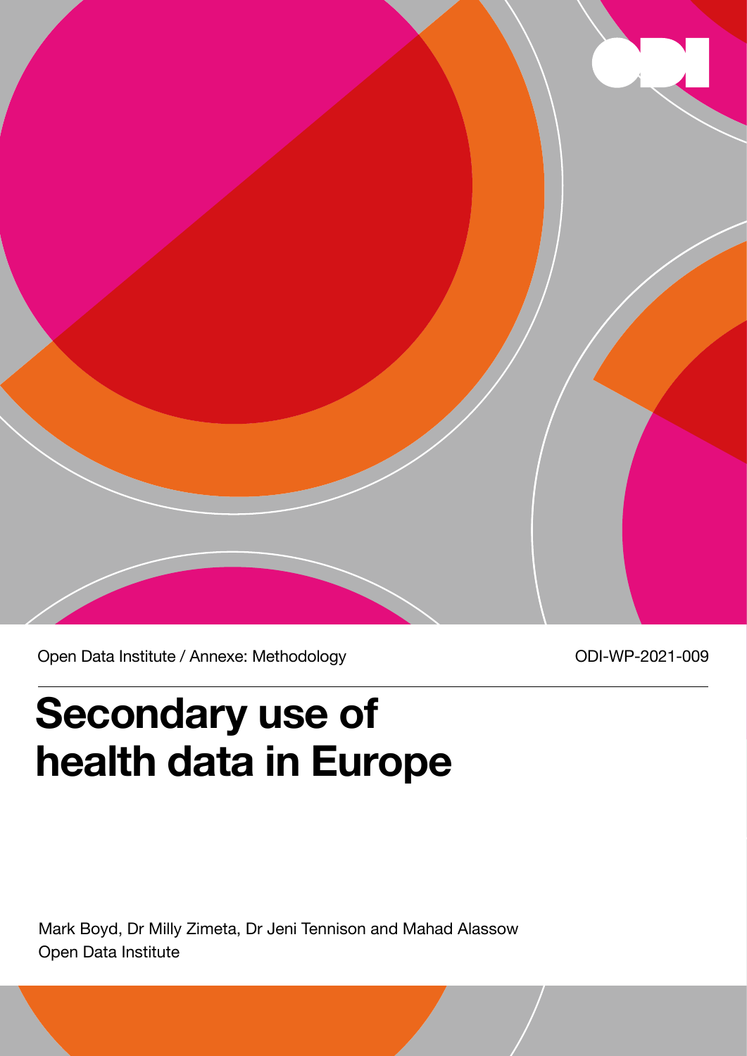Open Data Institute / Annexe: Methodology

ODI-WP-2021-009

# Secondary use of health data in Europe

Mark Boyd, Dr Milly Zimeta, Dr Jeni Tennison and Mahad Alassow
Open Data Institute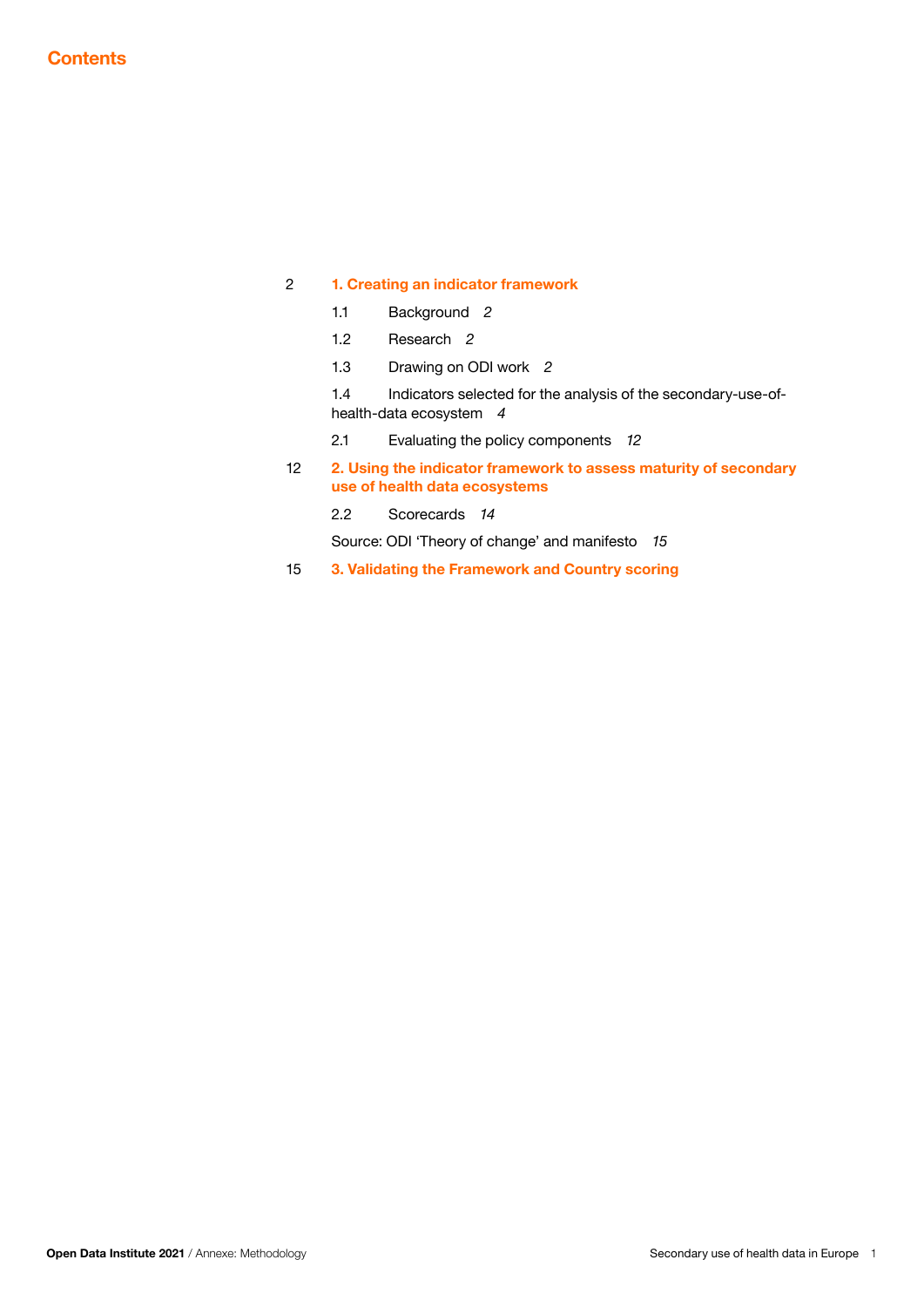# Contents

2 **1. Creating an indicator framework**

- 1.1 Background *2*
- 1.2 Research *2*
- 1.3 Drawing on ODI work *2*
- 1.4 Indicators selected for the analysis of the secondary-use-of-health-data ecosystem *4*
- 2.1 Evaluating the policy components *12*

12 **2. Using the indicator framework to assess maturity of secondary use of health data ecosystems**

- 2.2 Scorecards *14*
- Source: ODI 'Theory of change' and manifesto *15*

15 **3. Validating the Framework and Country scoring**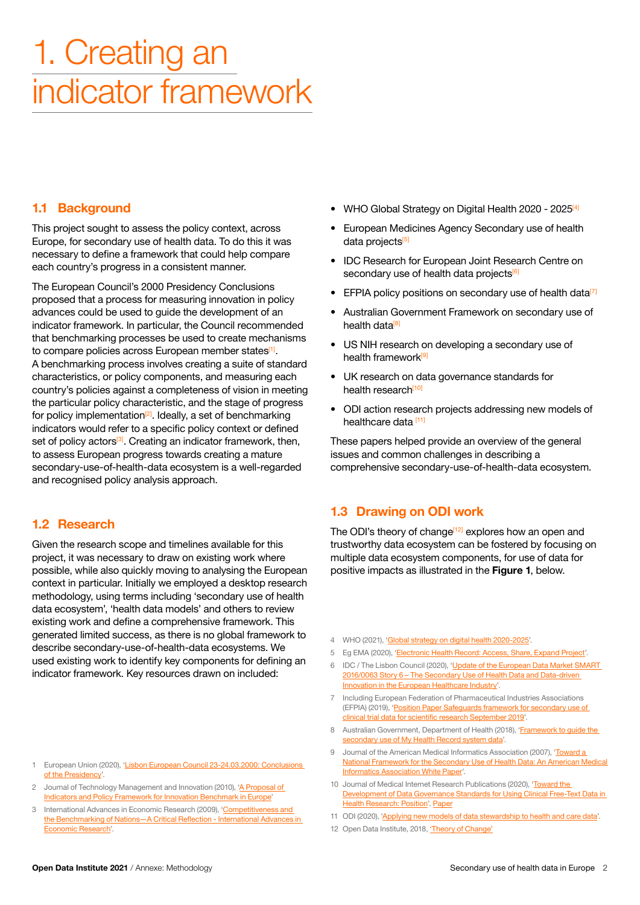# 1. Creating an indicator framework

## 1.1 Background

This project sought to assess the policy context, across Europe, for secondary use of health data. To do this it was necessary to define a framework that could help compare each country's progress in a consistent manner.

The European Council's 2000 Presidency Conclusions proposed that a process for measuring innovation in policy advances could be used to guide the development of an indicator framework. In particular, the Council recommended that benchmarking processes be used to create mechanisms to compare policies across European member states[1]. A benchmarking process involves creating a suite of standard characteristics, or policy components, and measuring each country's policies against a completeness of vision in meeting the particular policy characteristic, and the stage of progress for policy implementation[2]. Ideally, a set of benchmarking indicators would refer to a specific policy context or defined set of policy actors[3]. Creating an indicator framework, then, to assess European progress towards creating a mature secondary-use-of-health-data ecosystem is a well-regarded and recognised policy analysis approach.

## 1.2 Research

Given the research scope and timelines available for this project, it was necessary to draw on existing work where possible, while also quickly moving to analysing the European context in particular. Initially we employed a desktop research methodology, using terms including 'secondary use of health data ecosystem', 'health data models' and others to review existing work and define a comprehensive framework. This generated limited success, as there is no global framework to describe secondary-use-of-health-data ecosystems. We used existing work to identify key components for defining an indicator framework. Key resources drawn on included:

- WHO Global Strategy on Digital Health 2020 - 2025[4]
- European Medicines Agency Secondary use of health data projects[5]
- IDC Research for European Joint Research Centre on secondary use of health data projects[6]
- EFPIA policy positions on secondary use of health data[7]
- Australian Government Framework on secondary use of health data[8]
- US NIH research on developing a secondary use of health framework[9]
- UK research on data governance standards for health research[10]
- ODI action research projects addressing new models of healthcare data [11]

These papers helped provide an overview of the general issues and common challenges in describing a comprehensive secondary-use-of-health-data ecosystem.

## 1.3 Drawing on ODI work

The ODI's theory of change[12] explores how an open and trustworthy data ecosystem can be fostered by focusing on multiple data ecosystem components, for use of data for positive impacts as illustrated in the **Figure 1**, below.

---

1 European Union (2020), 'Lisbon European Council 23-24.03.2000: Conclusions of the Presidency'.

2 Journal of Technology Management and Innovation (2010), 'A Proposal of Indicators and Policy Framework for Innovation Benchmark in Europe'

3 International Advances in Economic Research (2009), 'Competitiveness and the Benchmarking of Nations—A Critical Reflection - International Advances in Economic Research'.

4 WHO (2021), 'Global strategy on digital health 2020-2025'.

5 Eg EMA (2020), 'Electronic Health Record: Access, Share, Expand Project'.

6 IDC / The Lisbon Council (2020), 'Update of the European Data Market SMART 2016/0063 Story 6 – The Secondary Use of Health Data and Data-driven Innovation in the European Healthcare Industry'.

7 Including European Federation of Pharmaceutical Industries Associations (EFPIA) (2019), 'Position Paper Safeguards framework for secondary use of clinical trial data for scientific research September 2019'.

8 Australian Government, Department of Health (2018), 'Framework to guide the secondary use of My Health Record system data'.

9 Journal of the American Medical Informatics Association (2007), 'Toward a National Framework for the Secondary Use of Health Data: An American Medical Informatics Association White Paper'.

10 Journal of Medical Internet Research Publications (2020), 'Toward the Development of Data Governance Standards for Using Clinical Free-Text Data in Health Research: Position'. Paper

11 ODI (2020), 'Applying new models of data stewardship to health and care data'.

12 Open Data Institute, 2018, 'Theory of Change'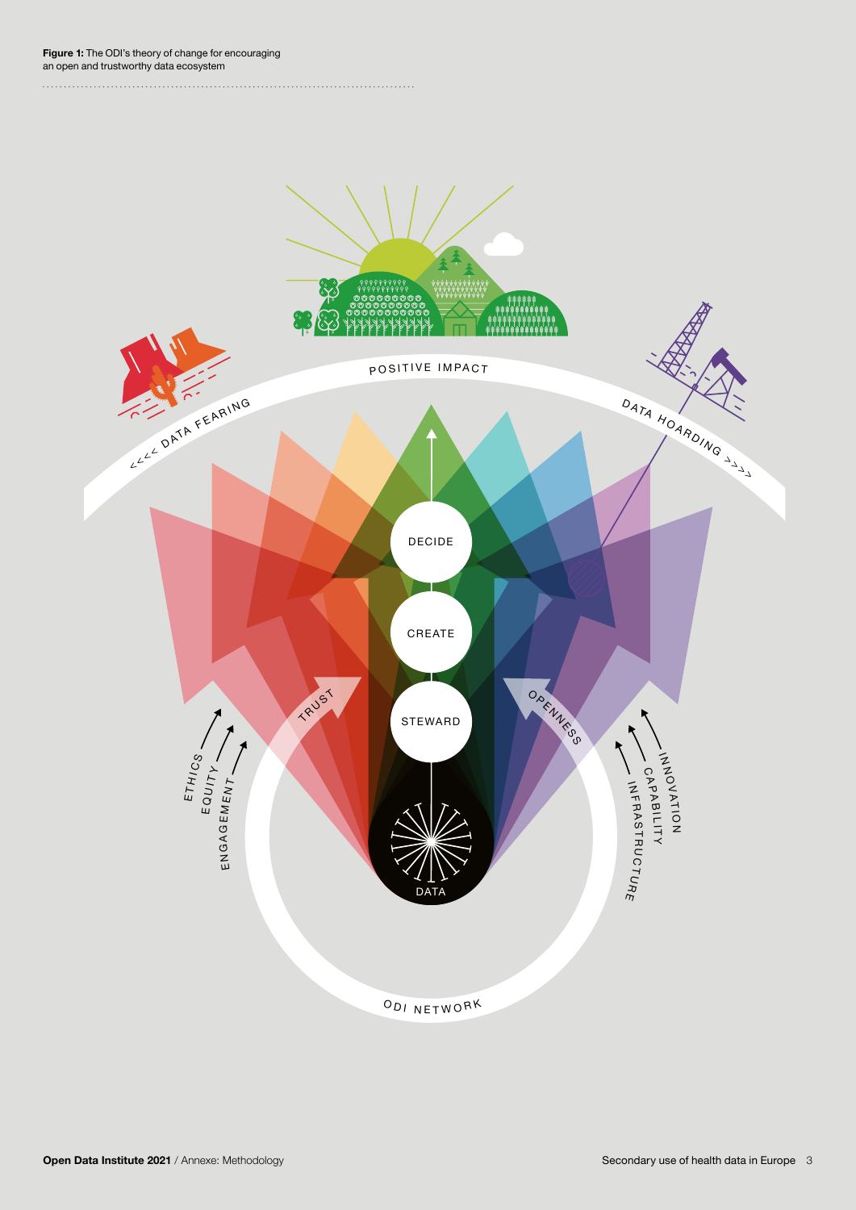**Figure 1:** The ODI's theory of change for encouraging an open and trustworthy data ecosystem

POSITIVE IMPACT

<<<< DATA FEARING

DATA HOARDING >>>>

DECIDE

CREATE

STEWARD

DATA

TRUST

OPENNESS

ETHICS

EQUITY

ENGAGEMENT

INNOVATION

CAPABILITY

INFRASTRUCTURE

ODI NETWORK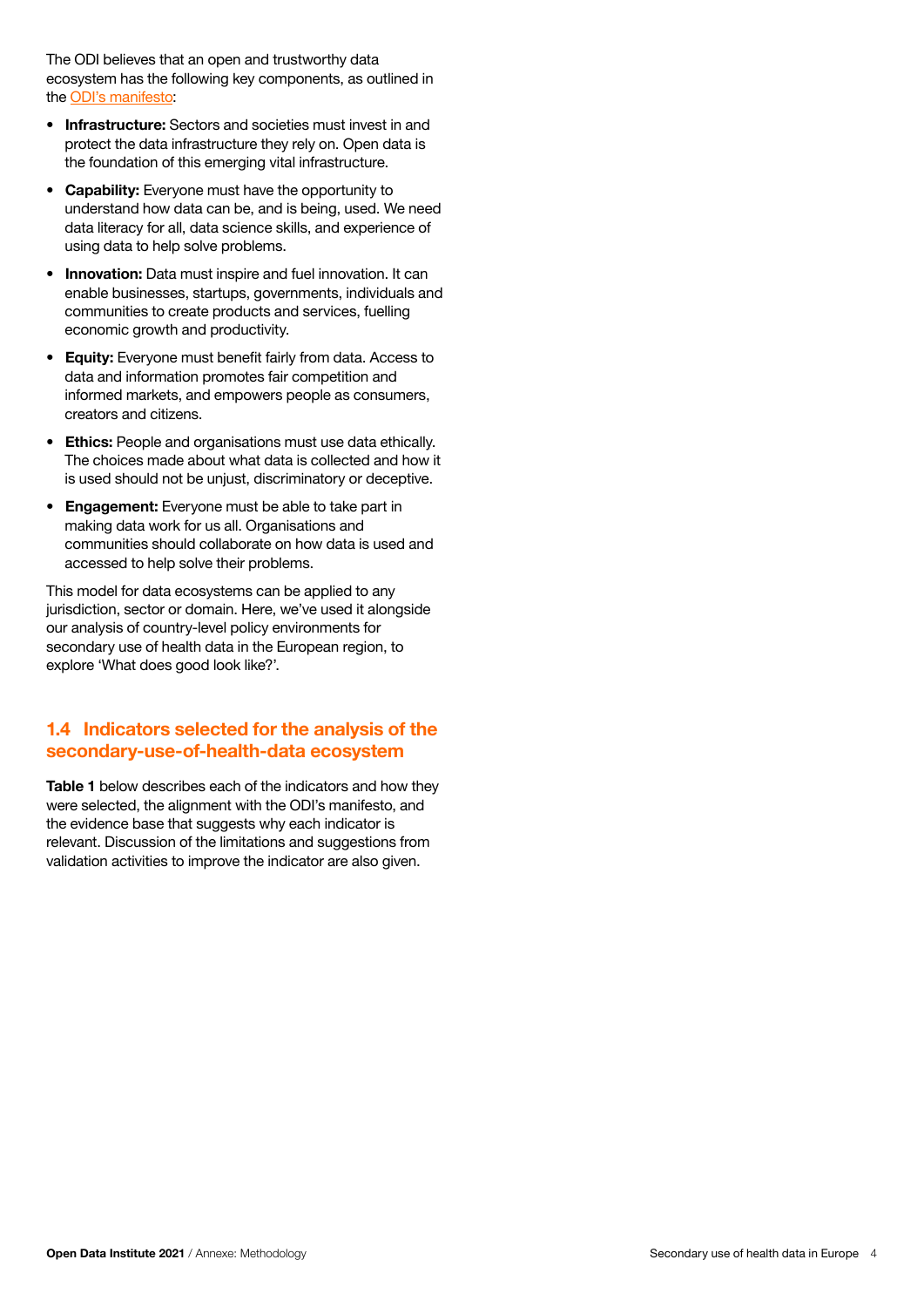The ODI believes that an open and trustworthy data ecosystem has the following key components, as outlined in the ODI's manifesto:

- **Infrastructure:** Sectors and societies must invest in and protect the data infrastructure they rely on. Open data is the foundation of this emerging vital infrastructure.
- **Capability:** Everyone must have the opportunity to understand how data can be, and is being, used. We need data literacy for all, data science skills, and experience of using data to help solve problems.
- **Innovation:** Data must inspire and fuel innovation. It can enable businesses, startups, governments, individuals and communities to create products and services, fuelling economic growth and productivity.
- **Equity:** Everyone must benefit fairly from data. Access to data and information promotes fair competition and informed markets, and empowers people as consumers, creators and citizens.
- **Ethics:** People and organisations must use data ethically. The choices made about what data is collected and how it is used should not be unjust, discriminatory or deceptive.
- **Engagement:** Everyone must be able to take part in making data work for us all. Organisations and communities should collaborate on how data is used and accessed to help solve their problems.

This model for data ecosystems can be applied to any jurisdiction, sector or domain. Here, we've used it alongside our analysis of country-level policy environments for secondary use of health data in the European region, to explore 'What does good look like?'.

## 1.4 Indicators selected for the analysis of the secondary-use-of-health-data ecosystem

**Table 1** below describes each of the indicators and how they were selected, the alignment with the ODI's manifesto, and the evidence base that suggests why each indicator is relevant. Discussion of the limitations and suggestions from validation activities to improve the indicator are also given.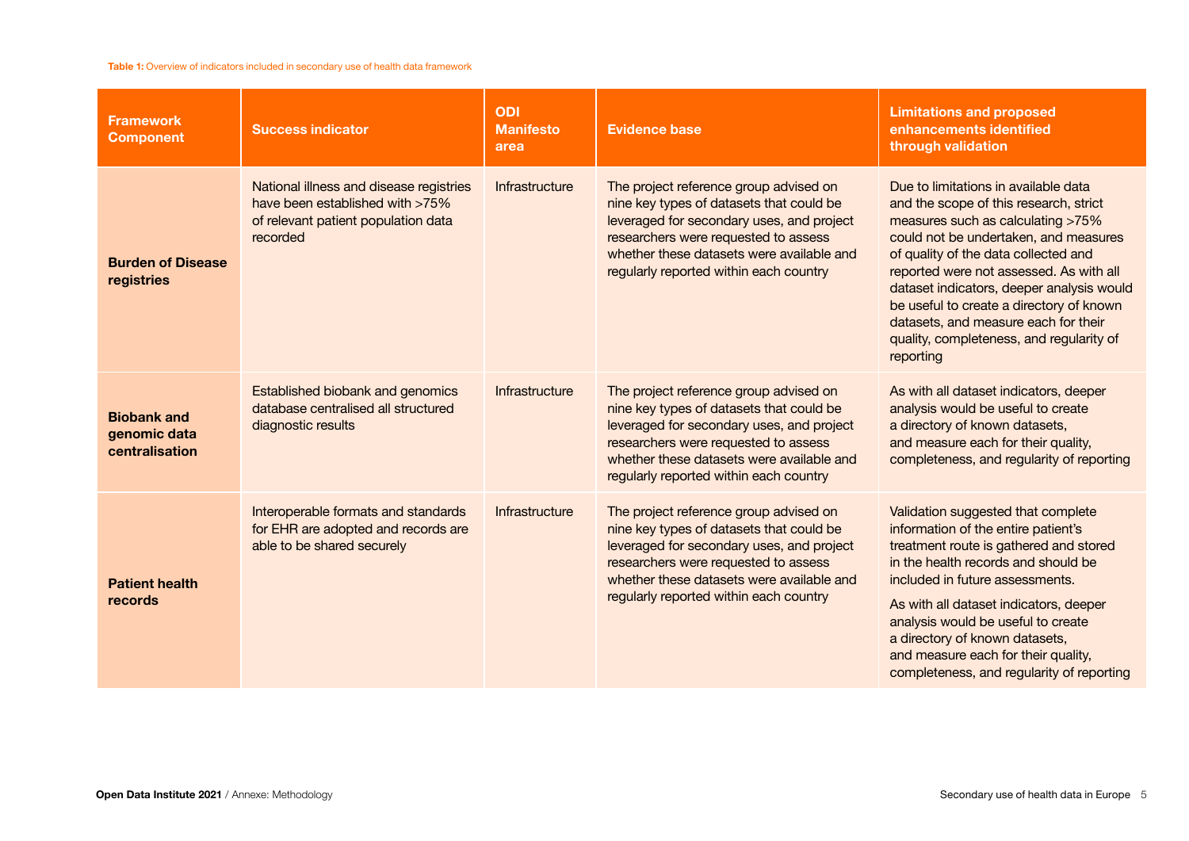**Table 1:** Overview of indicators included in secondary use of health data framework

| Framework Component | Success indicator | ODI Manifesto area | Evidence base | Limitations and proposed enhancements identified through validation |
|---|---|---|---|---|
| **Burden of Disease registries** | National illness and disease registries have been established with >75% of relevant patient population data recorded | Infrastructure | The project reference group advised on nine key types of datasets that could be leveraged for secondary uses, and project researchers were requested to assess whether these datasets were available and regularly reported within each country | Due to limitations in available data and the scope of this research, strict measures such as calculating >75% could not be undertaken, and measures of quality of the data collected and reported were not assessed. As with all dataset indicators, deeper analysis would be useful to create a directory of known datasets, and measure each for their quality, completeness, and regularity of reporting |
| **Biobank and genomic data centralisation** | Established biobank and genomics database centralised all structured diagnostic results | Infrastructure | The project reference group advised on nine key types of datasets that could be leveraged for secondary uses, and project researchers were requested to assess whether these datasets were available and regularly reported within each country | As with all dataset indicators, deeper analysis would be useful to create a directory of known datasets, and measure each for their quality, completeness, and regularity of reporting |
| **Patient health records** | Interoperable formats and standards for EHR are adopted and records are able to be shared securely | Infrastructure | The project reference group advised on nine key types of datasets that could be leveraged for secondary uses, and project researchers were requested to assess whether these datasets were available and regularly reported within each country | Validation suggested that complete information of the entire patient's treatment route is gathered and stored in the health records and should be included in future assessments.<br><br>As with all dataset indicators, deeper analysis would be useful to create a directory of known datasets, and measure each for their quality, completeness, and regularity of reporting |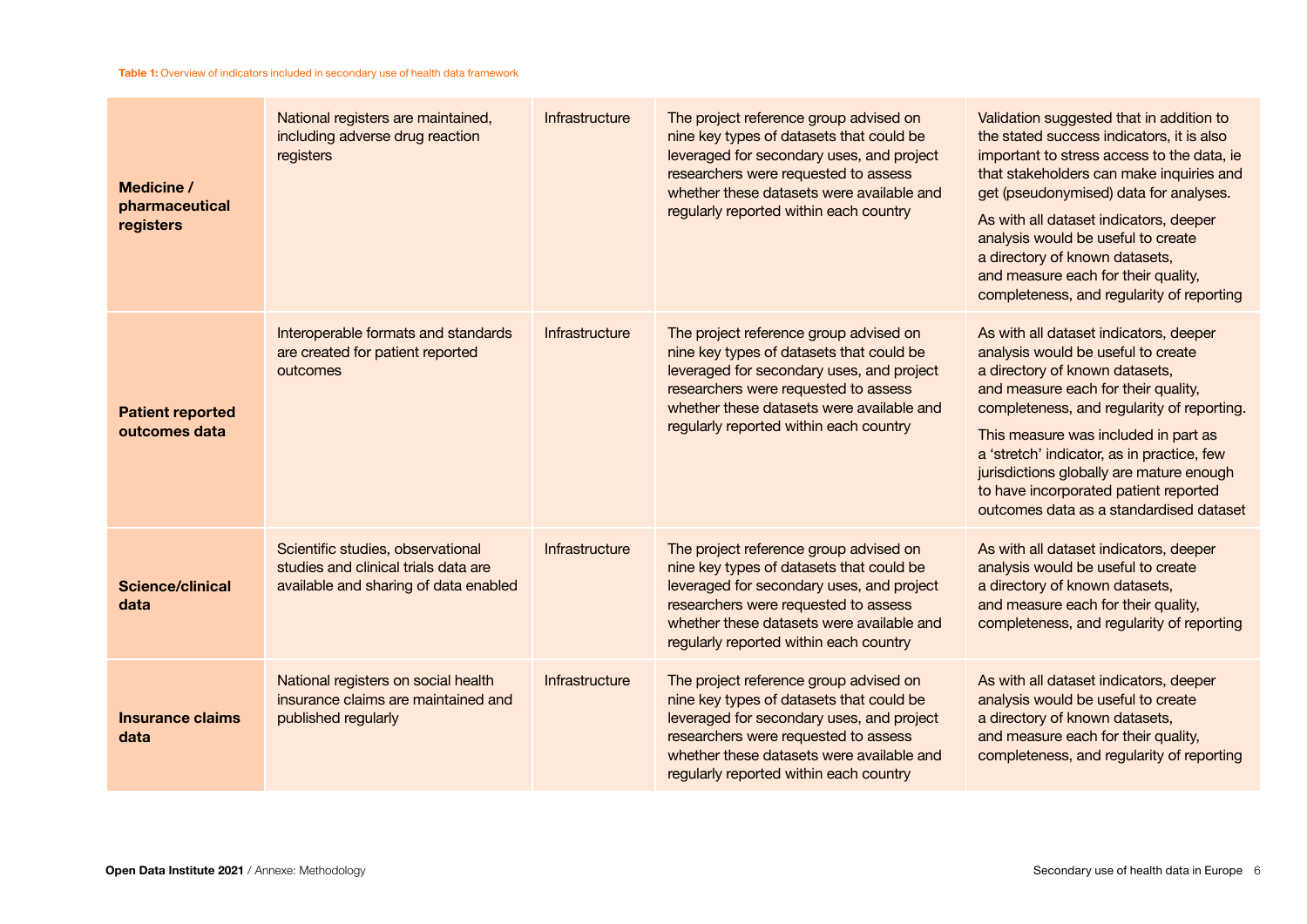**Table 1:** Overview of indicators included in secondary use of health data framework

| | | | | |
|---|---|---|---|---|
| **Medicine / pharmaceutical registers** | National registers are maintained, including adverse drug reaction registers | Infrastructure | The project reference group advised on nine key types of datasets that could be leveraged for secondary uses, and project researchers were requested to assess whether these datasets were available and regularly reported within each country | Validation suggested that in addition to the stated success indicators, it is also important to stress access to the data, ie that stakeholders can make inquiries and get (pseudonymised) data for analyses. As with all dataset indicators, deeper analysis would be useful to create a directory of known datasets, and measure each for their quality, completeness, and regularity of reporting |
| **Patient reported outcomes data** | Interoperable formats and standards are created for patient reported outcomes | Infrastructure | The project reference group advised on nine key types of datasets that could be leveraged for secondary uses, and project researchers were requested to assess whether these datasets were available and regularly reported within each country | As with all dataset indicators, deeper analysis would be useful to create a directory of known datasets, and measure each for their quality, completeness, and regularity of reporting. This measure was included in part as a 'stretch' indicator, as in practice, few jurisdictions globally are mature enough to have incorporated patient reported outcomes data as a standardised dataset |
| **Science/clinical data** | Scientific studies, observational studies and clinical trials data are available and sharing of data enabled | Infrastructure | The project reference group advised on nine key types of datasets that could be leveraged for secondary uses, and project researchers were requested to assess whether these datasets were available and regularly reported within each country | As with all dataset indicators, deeper analysis would be useful to create a directory of known datasets, and measure each for their quality, completeness, and regularity of reporting |
| **Insurance claims data** | National registers on social health insurance claims are maintained and published regularly | Infrastructure | The project reference group advised on nine key types of datasets that could be leveraged for secondary uses, and project researchers were requested to assess whether these datasets were available and regularly reported within each country | As with all dataset indicators, deeper analysis would be useful to create a directory of known datasets, and measure each for their quality, completeness, and regularity of reporting |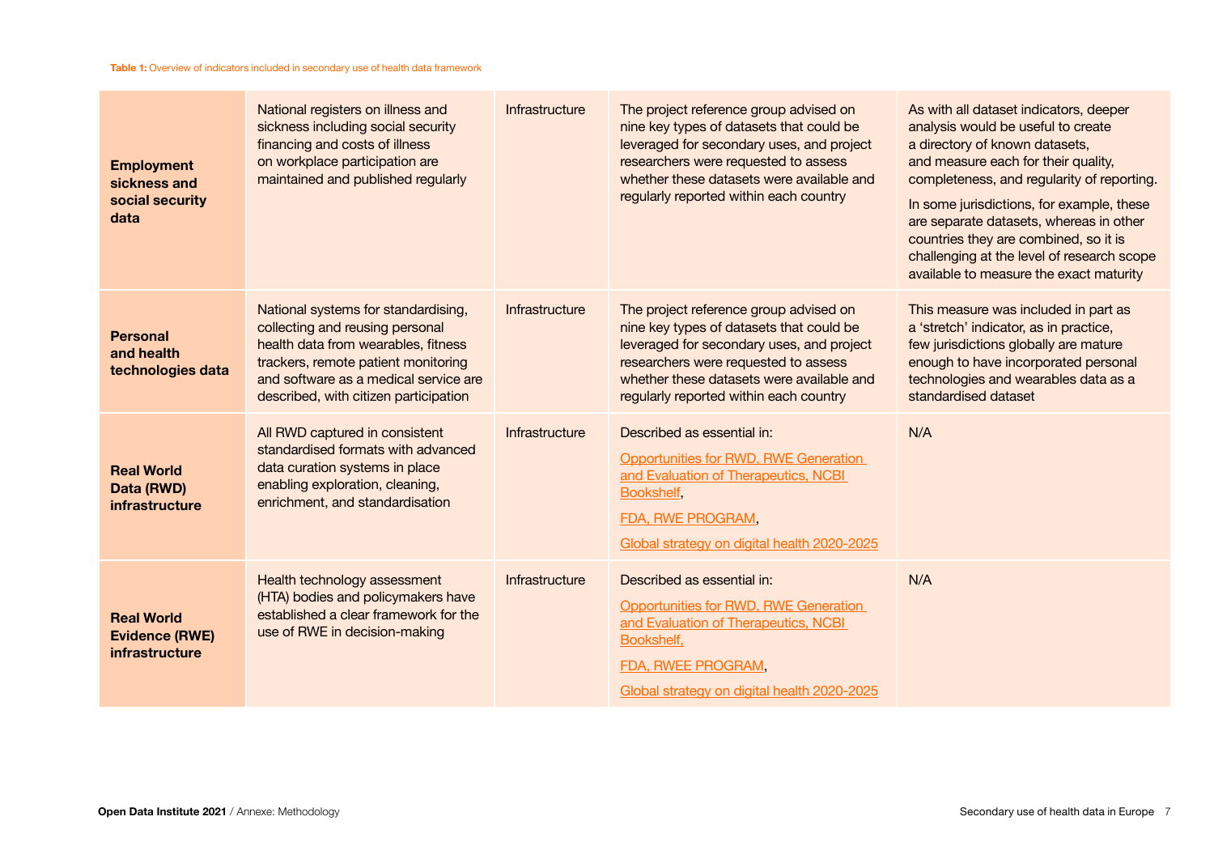Table 1: Overview of indicators included in secondary use of health data framework

| | | | | |
|---|---|---|---|---|
| **Employment sickness and social security data** | National registers on illness and sickness including social security financing and costs of illness on workplace participation are maintained and published regularly | Infrastructure | The project reference group advised on nine key types of datasets that could be leveraged for secondary uses, and project researchers were requested to assess whether these datasets were available and regularly reported within each country | As with all dataset indicators, deeper analysis would be useful to create a directory of known datasets, and measure each for their quality, completeness, and regularity of reporting. In some jurisdictions, for example, these are separate datasets, whereas in other countries they are combined, so it is challenging at the level of research scope available to measure the exact maturity |
| **Personal and health technologies data** | National systems for standardising, collecting and reusing personal health data from wearables, fitness trackers, remote patient monitoring and software as a medical service are described, with citizen participation | Infrastructure | The project reference group advised on nine key types of datasets that could be leveraged for secondary uses, and project researchers were requested to assess whether these datasets were available and regularly reported within each country | This measure was included in part as a 'stretch' indicator, as in practice, few jurisdictions globally are mature enough to have incorporated personal technologies and wearables data as a standardised dataset |
| **Real World Data (RWD) infrastructure** | All RWD captured in consistent standardised formats with advanced data curation systems in place enabling exploration, cleaning, enrichment, and standardisation | Infrastructure | Described as essential in: Opportunities for RWD, RWE Generation and Evaluation of Therapeutics, NCBI Bookshelf, FDA, RWE PROGRAM, Global strategy on digital health 2020-2025 | N/A |
| **Real World Evidence (RWE) infrastructure** | Health technology assessment (HTA) bodies and policymakers have established a clear framework for the use of RWE in decision-making | Infrastructure | Described as essential in: Opportunities for RWD, RWE Generation and Evaluation of Therapeutics, NCBI Bookshelf, FDA, RWEE PROGRAM, Global strategy on digital health 2020-2025 | N/A |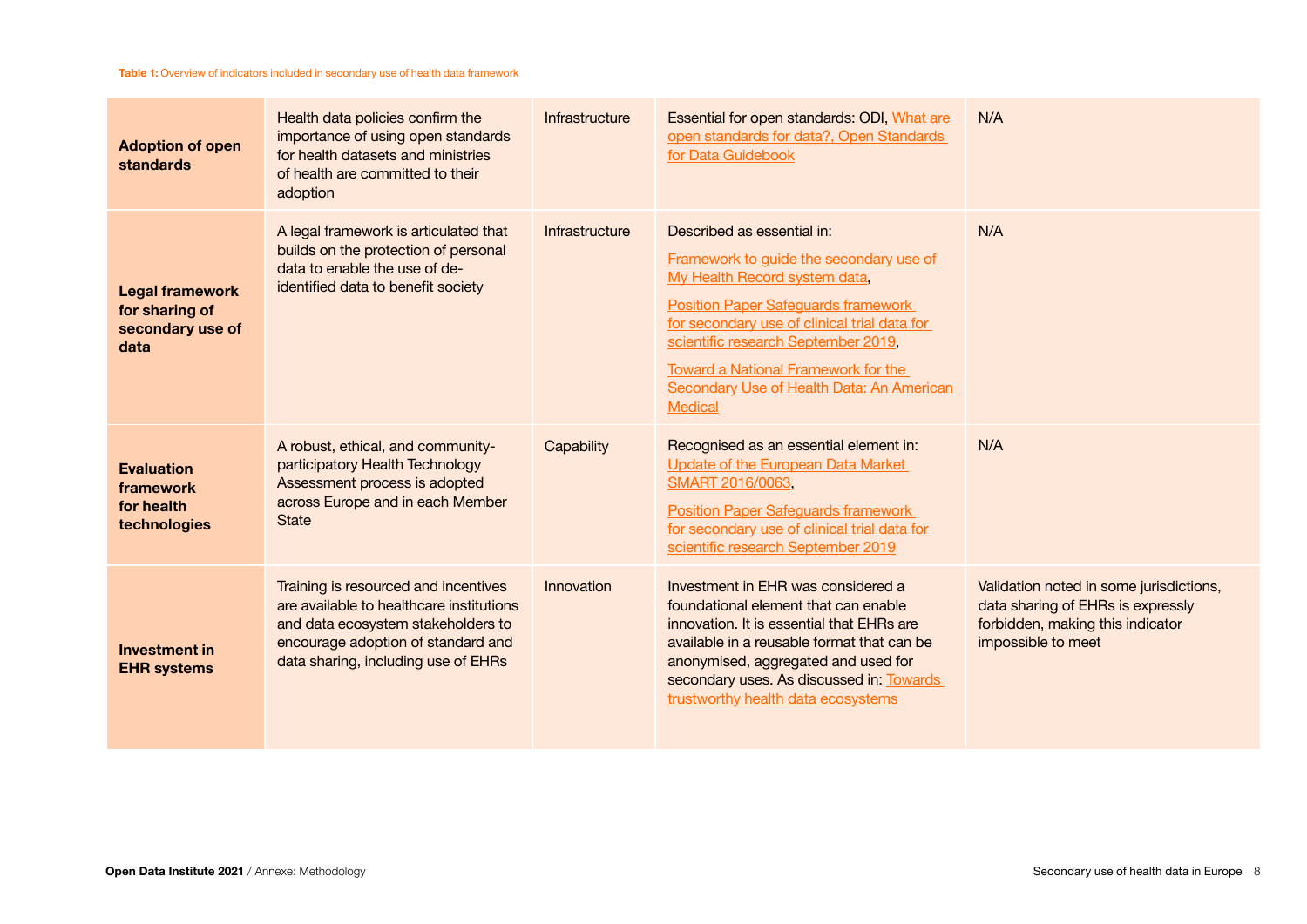**Table 1:** Overview of indicators included in secondary use of health data framework

| | | | | |
|---|---|---|---|---|
| **Adoption of open standards** | Health data policies confirm the importance of using open standards for health datasets and ministries of health are committed to their adoption | Infrastructure | Essential for open standards: ODI, What are open standards for data?, Open Standards for Data Guidebook | N/A |
| **Legal framework for sharing of secondary use of data** | A legal framework is articulated that builds on the protection of personal data to enable the use of de-identified data to benefit society | Infrastructure | Described as essential in: Framework to guide the secondary use of My Health Record system data, Position Paper Safeguards framework for secondary use of clinical trial data for scientific research September 2019, Toward a National Framework for the Secondary Use of Health Data: An American Medical | N/A |
| **Evaluation framework for health technologies** | A robust, ethical, and community-participatory Health Technology Assessment process is adopted across Europe and in each Member State | Capability | Recognised as an essential element in: Update of the European Data Market SMART 2016/0063, Position Paper Safeguards framework for secondary use of clinical trial data for scientific research September 2019 | N/A |
| **Investment in EHR systems** | Training is resourced and incentives are available to healthcare institutions and data ecosystem stakeholders to encourage adoption of standard and data sharing, including use of EHRs | Innovation | Investment in EHR was considered a foundational element that can enable innovation. It is essential that EHRs are available in a reusable format that can be anonymised, aggregated and used for secondary uses. As discussed in: Towards trustworthy health data ecosystems | Validation noted in some jurisdictions, data sharing of EHRs is expressly forbidden, making this indicator impossible to meet |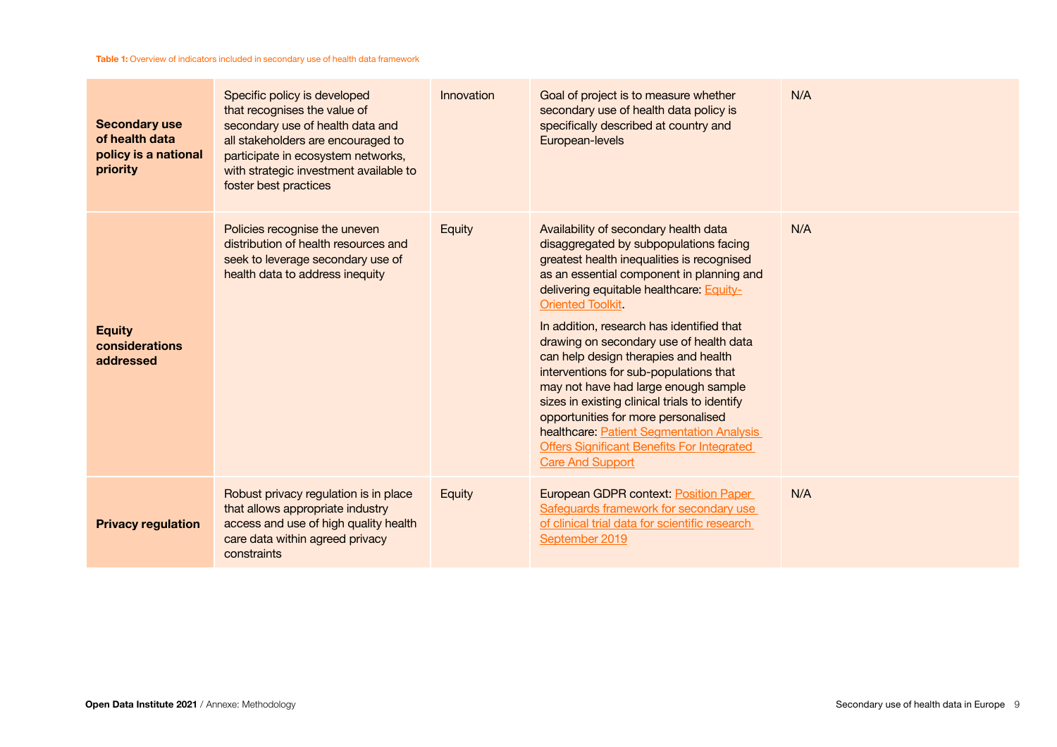**Table 1:** Overview of indicators included in secondary use of health data framework

| | | | | |
|---|---|---|---|---|
| **Secondary use of health data policy is a national priority** | Specific policy is developed that recognises the value of secondary use of health data and all stakeholders are encouraged to participate in ecosystem networks, with strategic investment available to foster best practices | Innovation | Goal of project is to measure whether secondary use of health data policy is specifically described at country and European-levels | N/A |
| **Equity considerations addressed** | Policies recognise the uneven distribution of health resources and seek to leverage secondary use of health data to address inequity | Equity | Availability of secondary health data disaggregated by subpopulations facing greatest health inequalities is recognised as an essential component in planning and delivering equitable healthcare: Equity-Oriented Toolkit.<br><br>In addition, research has identified that drawing on secondary use of health data can help design therapies and health interventions for sub-populations that may not have had large enough sample sizes in existing clinical trials to identify opportunities for more personalised healthcare: Patient Segmentation Analysis Offers Significant Benefits For Integrated Care And Support | N/A |
| **Privacy regulation** | Robust privacy regulation is in place that allows appropriate industry access and use of high quality health care data within agreed privacy constraints | Equity | European GDPR context: Position Paper Safeguards framework for secondary use of clinical trial data for scientific research September 2019 | N/A |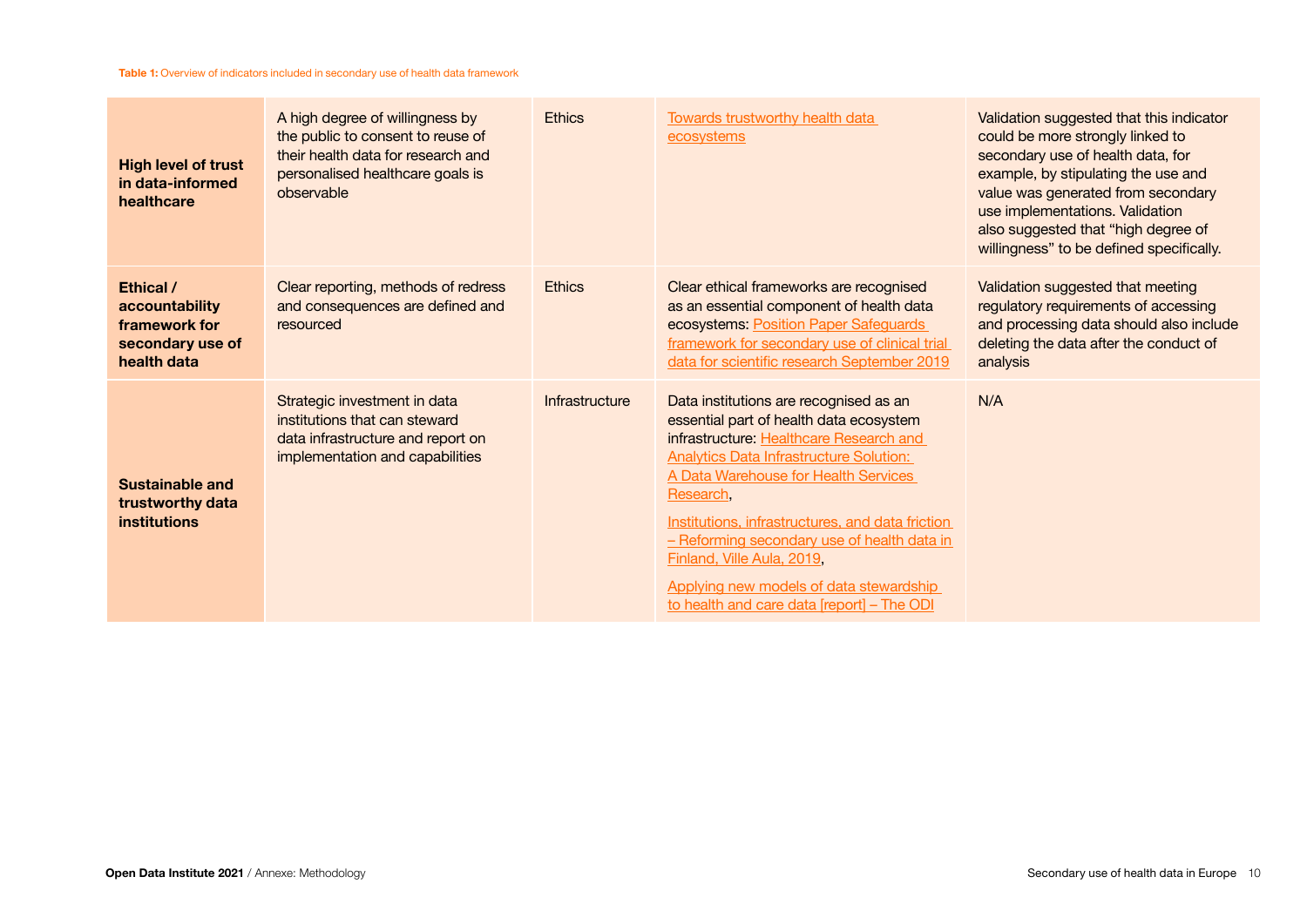**Table 1:** Overview of indicators included in secondary use of health data framework

| | | | | |
|---|---|---|---|---|
| **High level of trust in data-informed healthcare** | A high degree of willingness by the public to consent to reuse of their health data for research and personalised healthcare goals is observable | Ethics | Towards trustworthy health data ecosystems | Validation suggested that this indicator could be more strongly linked to secondary use of health data, for example, by stipulating the use and value was generated from secondary use implementations. Validation also suggested that "high degree of willingness" to be defined specifically. |
| **Ethical / accountability framework for secondary use of health data** | Clear reporting, methods of redress and consequences are defined and resourced | Ethics | Clear ethical frameworks are recognised as an essential component of health data ecosystems: Position Paper Safeguards framework for secondary use of clinical trial data for scientific research September 2019 | Validation suggested that meeting regulatory requirements of accessing and processing data should also include deleting the data after the conduct of analysis |
| **Sustainable and trustworthy data institutions** | Strategic investment in data institutions that can steward data infrastructure and report on implementation and capabilities | Infrastructure | Data institutions are recognised as an essential part of health data ecosystem infrastructure: Healthcare Research and Analytics Data Infrastructure Solution: A Data Warehouse for Health Services Research, Institutions, infrastructures, and data friction – Reforming secondary use of health data in Finland, Ville Aula, 2019, Applying new models of data stewardship to health and care data [report] – The ODI | N/A |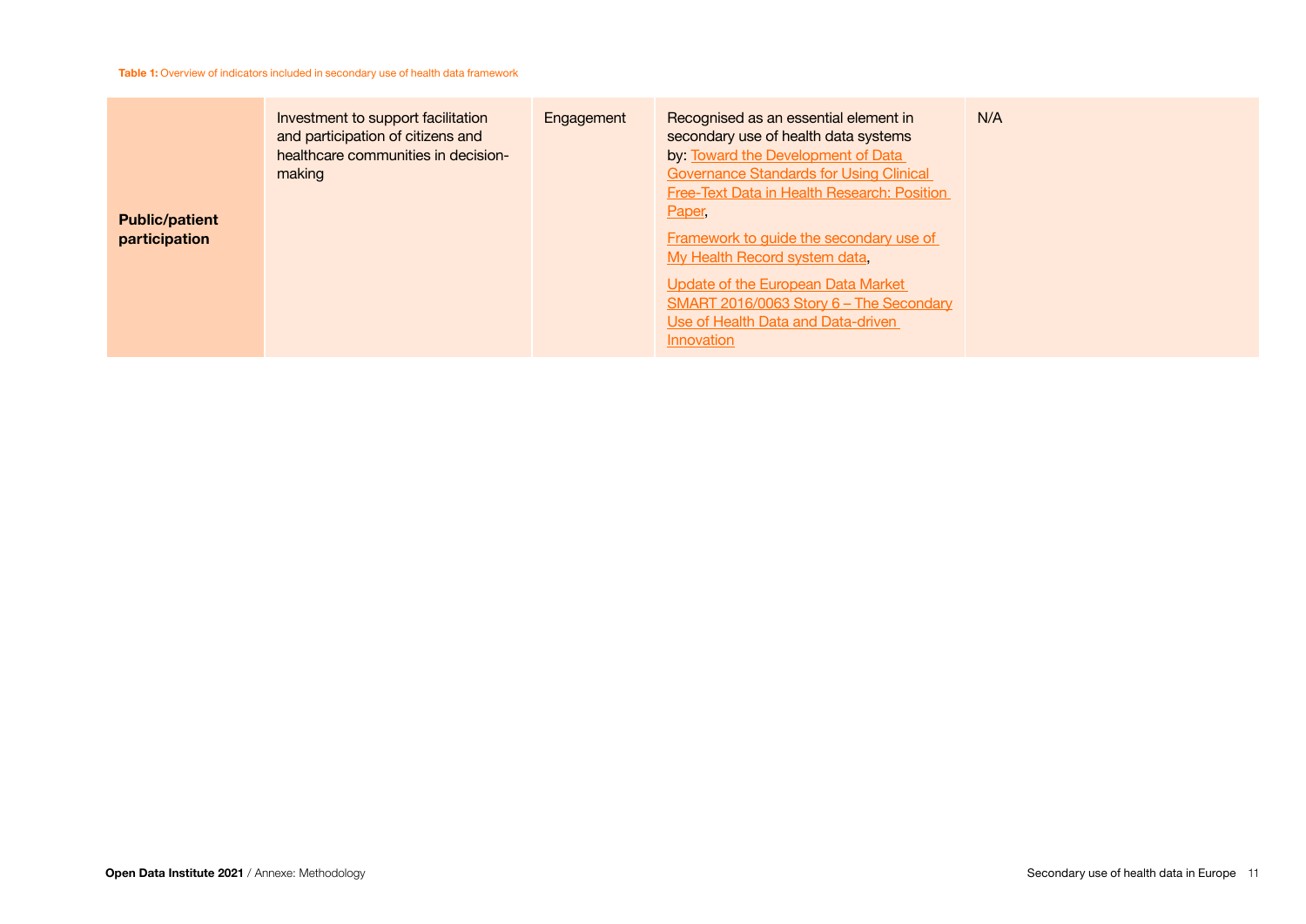Table 1: Overview of indicators included in secondary use of health data framework

| | | | | |
|---|---|---|---|---|
| **Public/patient participation** | Investment to support facilitation and participation of citizens and healthcare communities in decision-making | Engagement | Recognised as an essential element in secondary use of health data systems by: Toward the Development of Data Governance Standards for Using Clinical Free-Text Data in Health Research: Position Paper, Framework to guide the secondary use of My Health Record system data, Update of the European Data Market SMART 2016/0063 Story 6 – The Secondary Use of Health Data and Data-driven Innovation | N/A |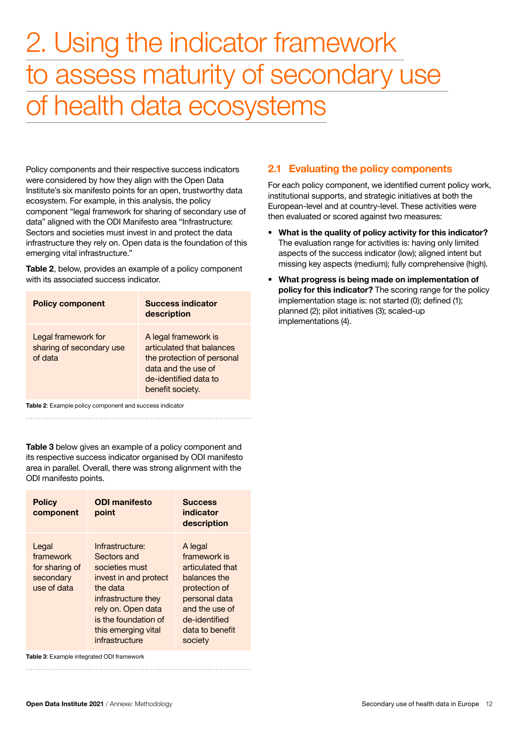# 2. Using the indicator framework to assess maturity of secondary use of health data ecosystems

Policy components and their respective success indicators were considered by how they align with the Open Data Institute's six manifesto points for an open, trustworthy data ecosystem. For example, in this analysis, the policy component "legal framework for sharing of secondary use of data" aligned with the ODI Manifesto area "Infrastructure: Sectors and societies must invest in and protect the data infrastructure they rely on. Open data is the foundation of this emerging vital infrastructure."

**Table 2**, below, provides an example of a policy component with its associated success indicator.

| Policy component | Success indicator description |
|---|---|
| Legal framework for sharing of secondary use of data | A legal framework is articulated that balances the protection of personal data and the use of de-identified data to benefit society. |

**Table 2**: Example policy component and success indicator

**Table 3** below gives an example of a policy component and its respective success indicator organised by ODI manifesto area in parallel. Overall, there was strong alignment with the ODI manifesto points.

| Policy component | ODI manifesto point | Success indicator description |
|---|---|---|
| Legal framework for sharing of secondary use of data | Infrastructure: Sectors and societies must invest in and protect the data infrastructure they rely on. Open data is the foundation of this emerging vital infrastructure | A legal framework is articulated that balances the protection of personal data and the use of de-identified data to benefit society |

**Table 3**: Example integrated ODI framework

## 2.1 Evaluating the policy components

For each policy component, we identified current policy work, institutional supports, and strategic initiatives at both the European-level and at country-level. These activities were then evaluated or scored against two measures:

- **What is the quality of policy activity for this indicator?** The evaluation range for activities is: having only limited aspects of the success indicator (low); aligned intent but missing key aspects (medium); fully comprehensive (high).
- **What progress is being made on implementation of policy for this indicator?** The scoring range for the policy implementation stage is: not started (0); defined (1); planned (2); pilot initiatives (3); scaled-up implementations (4).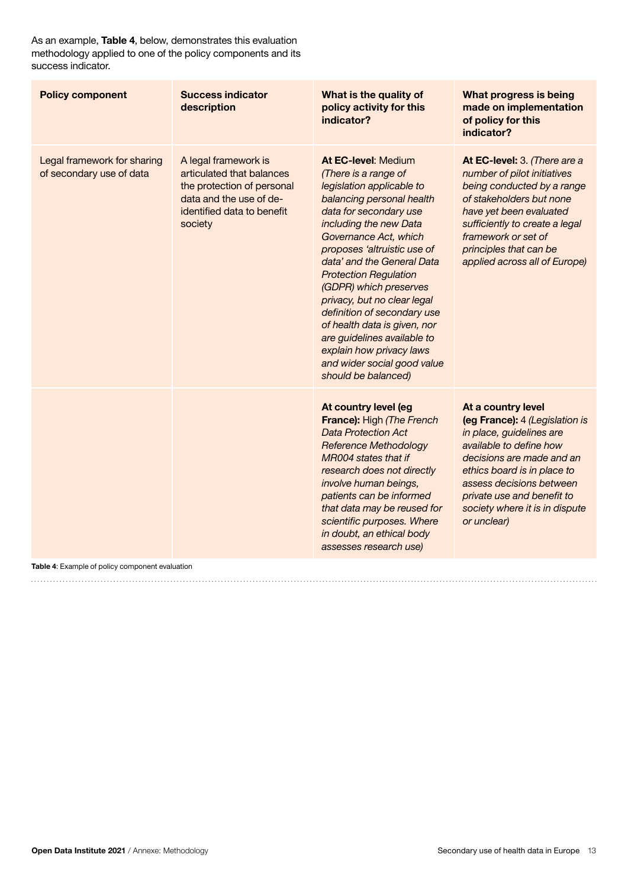As an example, **Table 4**, below, demonstrates this evaluation methodology applied to one of the policy components and its success indicator.

| **Policy component** | **Success indicator description** | **What is the quality of policy activity for this indicator?** | **What progress is being made on implementation of policy for this indicator?** |
|---|---|---|---|
| Legal framework for sharing of secondary use of data | A legal framework is articulated that balances the protection of personal data and the use of de-identified data to benefit society | **At EC-level**: Medium *(There is a range of legislation applicable to balancing personal health data for secondary use including the new Data Governance Act, which proposes 'altruistic use of data' and the General Data Protection Regulation (GDPR) which preserves privacy, but no clear legal definition of secondary use of health data is given, nor are guidelines available to explain how privacy laws and wider social good value should be balanced)* | **At EC-level:** 3. *(There are a number of pilot initiatives being conducted by a range of stakeholders but none have yet been evaluated sufficiently to create a legal framework or set of principles that can be applied across all of Europe)* |
| | | **At country level (eg France):** High *(The French Data Protection Act Reference Methodology MR004 states that if research does not directly involve human beings, patients can be informed that data may be reused for scientific purposes. Where in doubt, an ethical body assesses research use)* | **At a country level (eg France):** 4 *(Legislation is in place, guidelines are available to define how decisions are made and an ethics board is in place to assess decisions between private use and benefit to society where it is in dispute or unclear)* |

**Table 4**: Example of policy component evaluation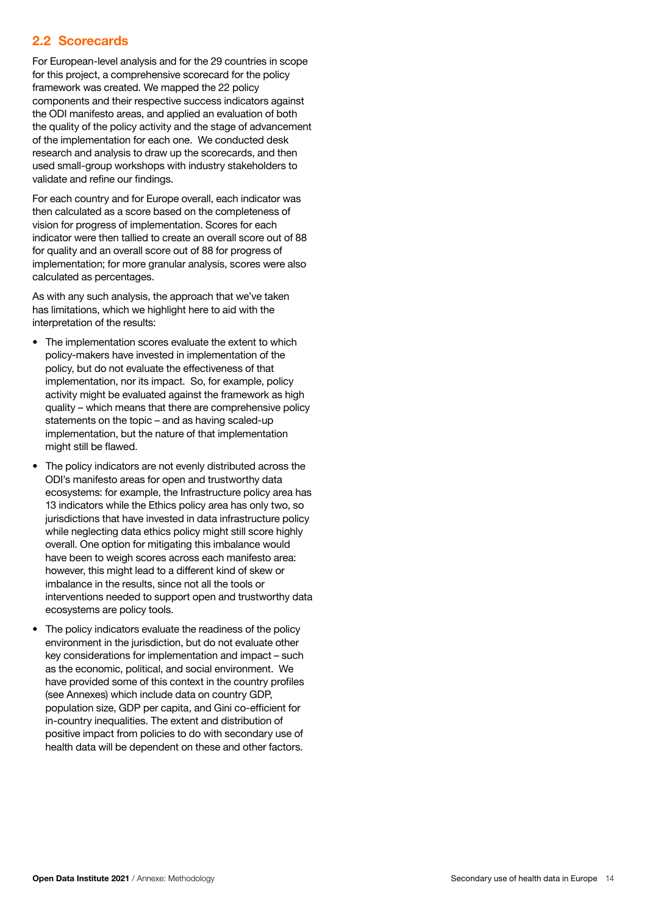## 2.2 Scorecards

For European-level analysis and for the 29 countries in scope for this project, a comprehensive scorecard for the policy framework was created. We mapped the 22 policy components and their respective success indicators against the ODI manifesto areas, and applied an evaluation of both the quality of the policy activity and the stage of advancement of the implementation for each one. We conducted desk research and analysis to draw up the scorecards, and then used small-group workshops with industry stakeholders to validate and refine our findings.

For each country and for Europe overall, each indicator was then calculated as a score based on the completeness of vision for progress of implementation. Scores for each indicator were then tallied to create an overall score out of 88 for quality and an overall score out of 88 for progress of implementation; for more granular analysis, scores were also calculated as percentages.

As with any such analysis, the approach that we've taken has limitations, which we highlight here to aid with the interpretation of the results:

- The implementation scores evaluate the extent to which policy-makers have invested in implementation of the policy, but do not evaluate the effectiveness of that implementation, nor its impact. So, for example, policy activity might be evaluated against the framework as high quality – which means that there are comprehensive policy statements on the topic – and as having scaled-up implementation, but the nature of that implementation might still be flawed.
- The policy indicators are not evenly distributed across the ODI's manifesto areas for open and trustworthy data ecosystems: for example, the Infrastructure policy area has 13 indicators while the Ethics policy area has only two, so jurisdictions that have invested in data infrastructure policy while neglecting data ethics policy might still score highly overall. One option for mitigating this imbalance would have been to weigh scores across each manifesto area: however, this might lead to a different kind of skew or imbalance in the results, since not all the tools or interventions needed to support open and trustworthy data ecosystems are policy tools.
- The policy indicators evaluate the readiness of the policy environment in the jurisdiction, but do not evaluate other key considerations for implementation and impact – such as the economic, political, and social environment. We have provided some of this context in the country profiles (see Annexes) which include data on country GDP, population size, GDP per capita, and Gini co-efficient for in-country inequalities. The extent and distribution of positive impact from policies to do with secondary use of health data will be dependent on these and other factors.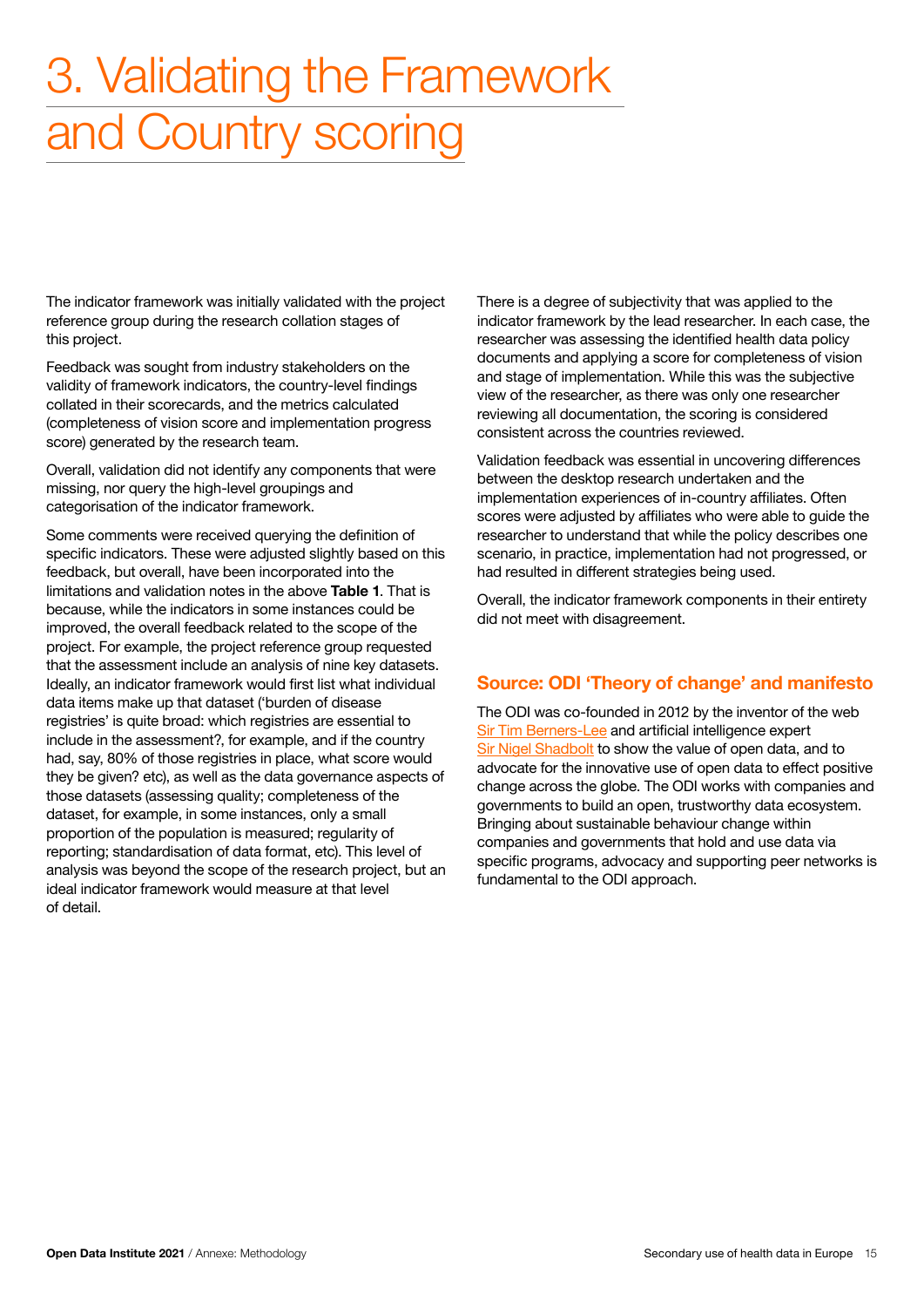# 3. Validating the Framework and Country scoring

The indicator framework was initially validated with the project reference group during the research collation stages of this project.

Feedback was sought from industry stakeholders on the validity of framework indicators, the country-level findings collated in their scorecards, and the metrics calculated (completeness of vision score and implementation progress score) generated by the research team.

Overall, validation did not identify any components that were missing, nor query the high-level groupings and categorisation of the indicator framework.

Some comments were received querying the definition of specific indicators. These were adjusted slightly based on this feedback, but overall, have been incorporated into the limitations and validation notes in the above **Table 1**. That is because, while the indicators in some instances could be improved, the overall feedback related to the scope of the project. For example, the project reference group requested that the assessment include an analysis of nine key datasets. Ideally, an indicator framework would first list what individual data items make up that dataset ('burden of disease registries' is quite broad: which registries are essential to include in the assessment?, for example, and if the country had, say, 80% of those registries in place, what score would they be given? etc), as well as the data governance aspects of those datasets (assessing quality; completeness of the dataset, for example, in some instances, only a small proportion of the population is measured; regularity of reporting; standardisation of data format, etc). This level of analysis was beyond the scope of the research project, but an ideal indicator framework would measure at that level of detail.

There is a degree of subjectivity that was applied to the indicator framework by the lead researcher. In each case, the researcher was assessing the identified health data policy documents and applying a score for completeness of vision and stage of implementation. While this was the subjective view of the researcher, as there was only one researcher reviewing all documentation, the scoring is considered consistent across the countries reviewed.

Validation feedback was essential in uncovering differences between the desktop research undertaken and the implementation experiences of in-country affiliates. Often scores were adjusted by affiliates who were able to guide the researcher to understand that while the policy describes one scenario, in practice, implementation had not progressed, or had resulted in different strategies being used.

Overall, the indicator framework components in their entirety did not meet with disagreement.

## Source: ODI 'Theory of change' and manifesto

The ODI was co-founded in 2012 by the inventor of the web Sir Tim Berners-Lee and artificial intelligence expert Sir Nigel Shadbolt to show the value of open data, and to advocate for the innovative use of open data to effect positive change across the globe. The ODI works with companies and governments to build an open, trustworthy data ecosystem. Bringing about sustainable behaviour change within companies and governments that hold and use data via specific programs, advocacy and supporting peer networks is fundamental to the ODI approach.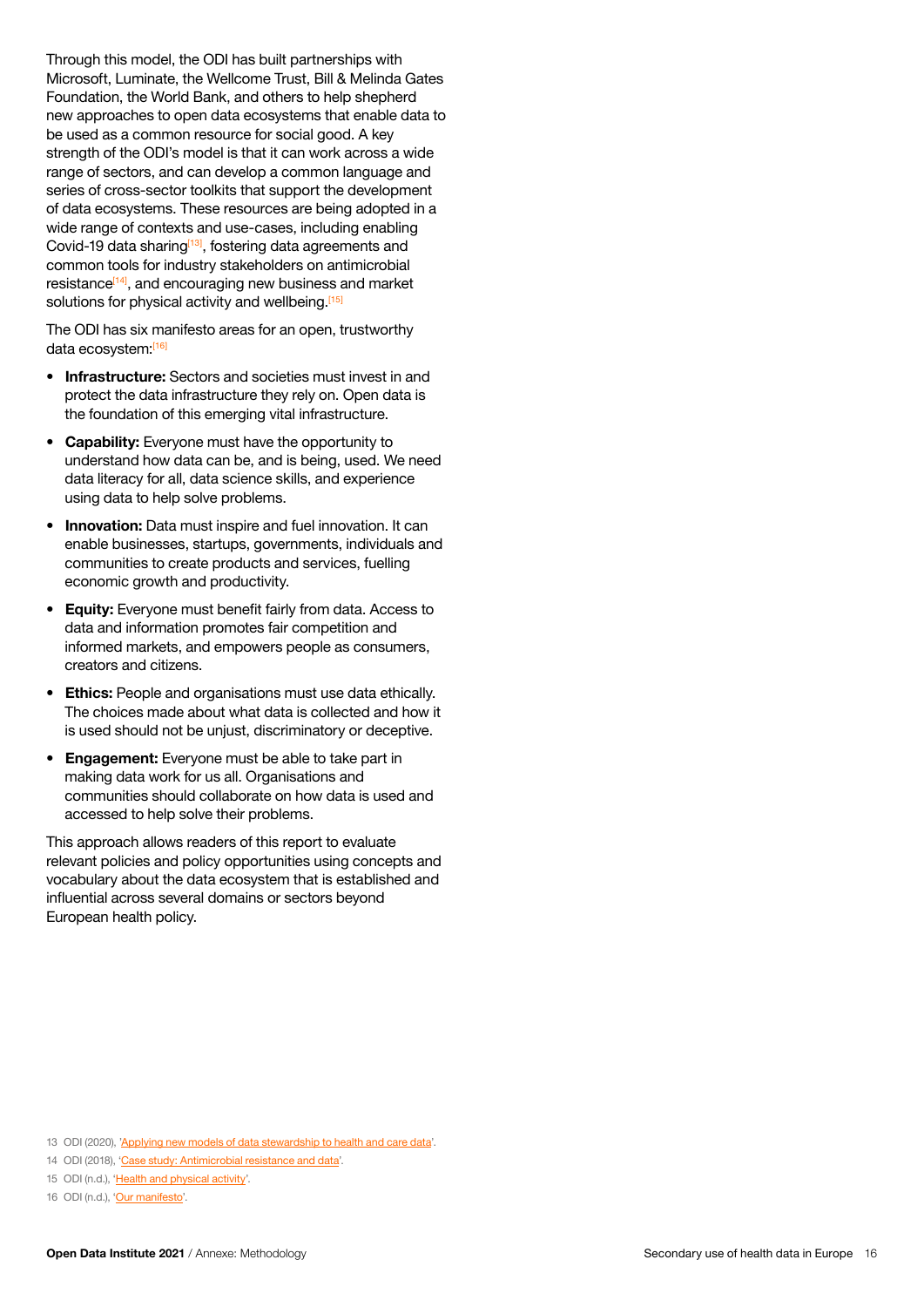Through this model, the ODI has built partnerships with Microsoft, Luminate, the Wellcome Trust, Bill & Melinda Gates Foundation, the World Bank, and others to help shepherd new approaches to open data ecosystems that enable data to be used as a common resource for social good. A key strength of the ODI's model is that it can work across a wide range of sectors, and can develop a common language and series of cross-sector toolkits that support the development of data ecosystems. These resources are being adopted in a wide range of contexts and use-cases, including enabling Covid-19 data sharing[13], fostering data agreements and common tools for industry stakeholders on antimicrobial resistance[14], and encouraging new business and market solutions for physical activity and wellbeing.[15]

The ODI has six manifesto areas for an open, trustworthy data ecosystem:[16]

- **Infrastructure:** Sectors and societies must invest in and protect the data infrastructure they rely on. Open data is the foundation of this emerging vital infrastructure.
- **Capability:** Everyone must have the opportunity to understand how data can be, and is being, used. We need data literacy for all, data science skills, and experience using data to help solve problems.
- **Innovation:** Data must inspire and fuel innovation. It can enable businesses, startups, governments, individuals and communities to create products and services, fuelling economic growth and productivity.
- **Equity:** Everyone must benefit fairly from data. Access to data and information promotes fair competition and informed markets, and empowers people as consumers, creators and citizens.
- **Ethics:** People and organisations must use data ethically. The choices made about what data is collected and how it is used should not be unjust, discriminatory or deceptive.
- **Engagement:** Everyone must be able to take part in making data work for us all. Organisations and communities should collaborate on how data is used and accessed to help solve their problems.

This approach allows readers of this report to evaluate relevant policies and policy opportunities using concepts and vocabulary about the data ecosystem that is established and influential across several domains or sectors beyond European health policy.

13 ODI (2020), 'Applying new models of data stewardship to health and care data'.

14 ODI (2018), 'Case study: Antimicrobial resistance and data'.

15 ODI (n.d.), 'Health and physical activity'.

16 ODI (n.d.), 'Our manifesto'.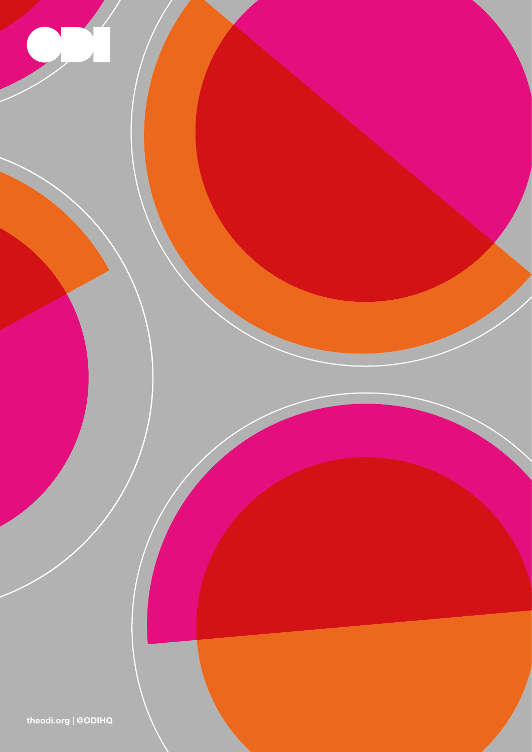theodi.org | @ODIHQ